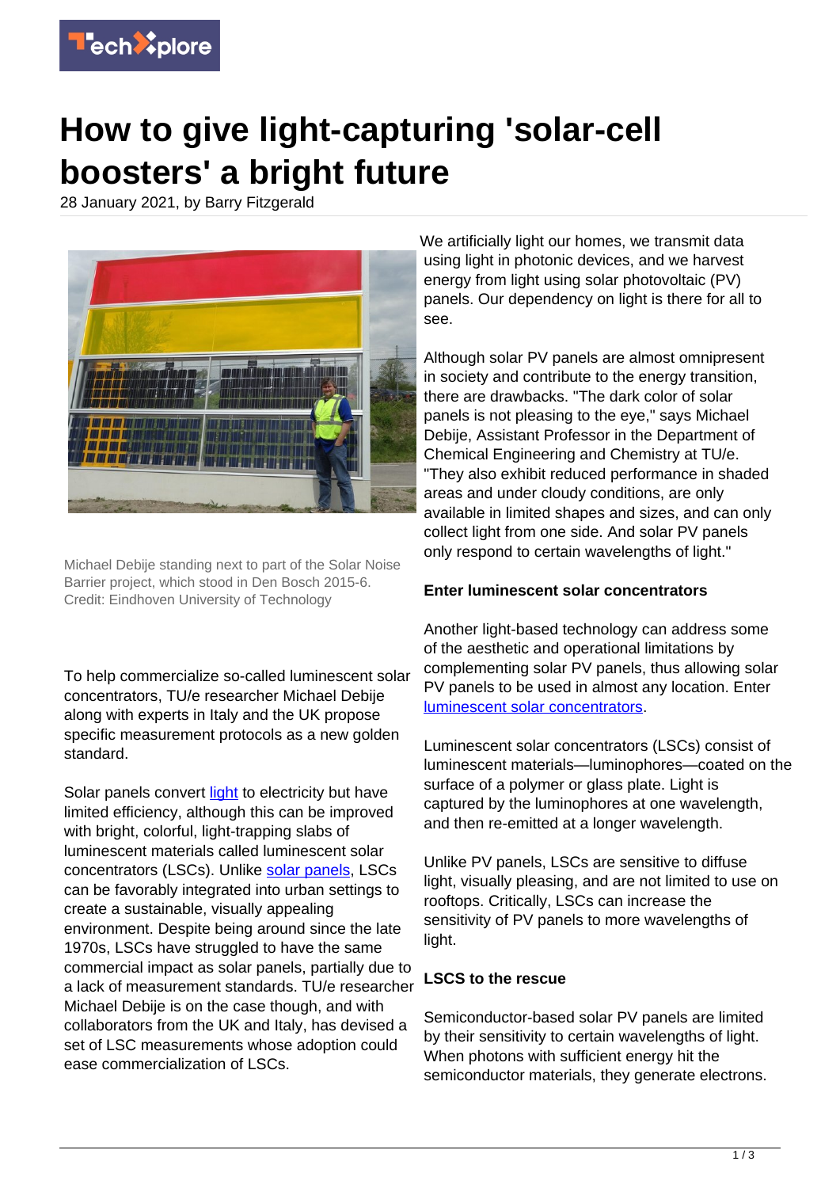# How to give light-capturing 'solar-cell boosters' a bright future

28 January 2021, by Barry Fitzgerald

Michael Debije standing next to part of the Solar Noise Barrier project, which stood in Den Bosch 2015-6. Credit: Eindhoven University of Technology

To help commercialize so-called luminescent solar concentrators, TU/e researcher Michael Debije along with experts in Italy and the UK propose specific measurement protocols as a new golden standard.

Solar panels convert light to electricity but have limited efficiency, although this can be improved with bright, colorful, light-trapping slabs of luminescent materials called luminescent solar concentrators (LSCs). Unlike solar panels, LSCs can be favorably integrated into urban settings to create a sustainable, visually appealing environment. Despite being around since the late 1970s, LSCs have struggled to have the same commercial impact as solar panels, partially due to a lack of measurement standards. TU/e researcher Michael Debije is on the case though, and with collaborators from the UK and Italy, has devised a set of LSC measurements whose adoption could ease commercialization of LSCs.

We artificially light our homes, we transmit data using light in photonic devices, and we harvest energy from light using solar photovoltaic (PV) panels. Our dependency on light is there for all to see.

Although solar PV panels are almost omnipresent in society and contribute to the energy transition, there are drawbacks. "The dark color of solar panels is not pleasing to the eye," says Michael Debije, Assistant Professor in the Department of Chemical Engineering and Chemistry at TU/e. "They also exhibit reduced performance in shaded areas and under cloudy conditions, are only available in limited shapes and sizes, and can only collect light from one side. And solar PV panels only respond to certain wavelengths of light."

### Enter luminescent solar concentrators

Another light-based technology can address some of the aesthetic and operational limitations by complementing solar PV panels, thus allowing solar PV panels to be used in almost any location. Enter luminescent solar concentrators.

Luminescent solar concentrators (LSCs) consist of luminescent materials—luminophores—coated on the surface of a polymer or glass plate. Light is captured by the luminophores at one wavelength, and then re-emitted at a longer wavelength.

Unlike PV panels, LSCs are sensitive to diffuse light, visually pleasing, and are not limited to use on rooftops. Critically, LSCs can increase the sensitivity of PV panels to more wavelengths of light.

### LSCS to the rescue

Semiconductor-based solar PV panels are limited by their sensitivity to certain wavelengths of light. When photons with sufficient energy hit the semiconductor materials, they generate electrons.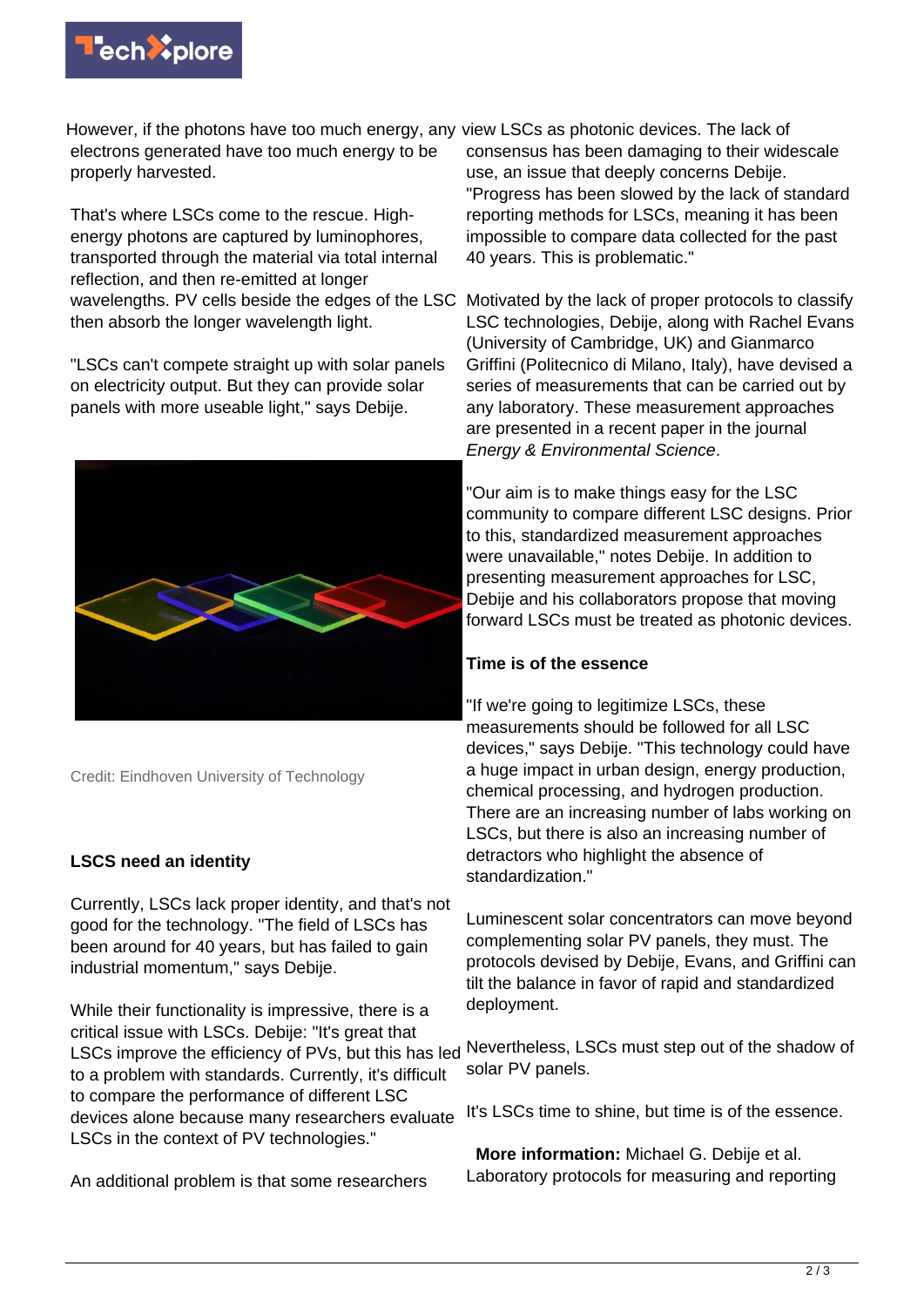However, if the photons have too much energy, any electrons generated have too much energy to be properly harvested.

That's where LSCs come to the rescue. High-energy photons are captured by luminophores, transported through the material via total internal reflection, and then re-emitted at longer wavelengths. PV cells beside the edges of the LSC then absorb the longer wavelength light.

"LSCs can't compete straight up with solar panels on electricity output. But they can provide solar panels with more useable light," says Debije.

Credit: Eindhoven University of Technology

**LSCS need an identity**

Currently, LSCs lack proper identity, and that's not good for the technology. "The field of LSCs has been around for 40 years, but has failed to gain industrial momentum," says Debije.

While their functionality is impressive, there is a critical issue with LSCs. Debije: "It's great that LSCs improve the efficiency of PVs, but this has led to a problem with standards. Currently, it's difficult to compare the performance of different LSC devices alone because many researchers evaluate LSCs in the context of PV technologies."

An additional problem is that some researchers view LSCs as photonic devices. The lack of consensus has been damaging to their widescale use, an issue that deeply concerns Debije. "Progress has been slowed by the lack of standard reporting methods for LSCs, meaning it has been impossible to compare data collected for the past 40 years. This is problematic."

Motivated by the lack of proper protocols to classify LSC technologies, Debije, along with Rachel Evans (University of Cambridge, UK) and Gianmarco Griffini (Politecnico di Milano, Italy), have devised a series of measurements that can be carried out by any laboratory. These measurement approaches are presented in a recent paper in the journal *Energy & Environmental Science*.

"Our aim is to make things easy for the LSC community to compare different LSC designs. Prior to this, standardized measurement approaches were unavailable," notes Debije. In addition to presenting measurement approaches for LSC, Debije and his collaborators propose that moving forward LSCs must be treated as photonic devices.

**Time is of the essence**

"If we're going to legitimize LSCs, these measurements should be followed for all LSC devices," says Debije. "This technology could have a huge impact in urban design, energy production, chemical processing, and hydrogen production. There are an increasing number of labs working on LSCs, but there is also an increasing number of detractors who highlight the absence of standardization."

Luminescent solar concentrators can move beyond complementing solar PV panels, they must. The protocols devised by Debije, Evans, and Griffini can tilt the balance in favor of rapid and standardized deployment.

Nevertheless, LSCs must step out of the shadow of solar PV panels.

It's LSCs time to shine, but time is of the essence.

**More information:** Michael G. Debije et al. Laboratory protocols for measuring and reporting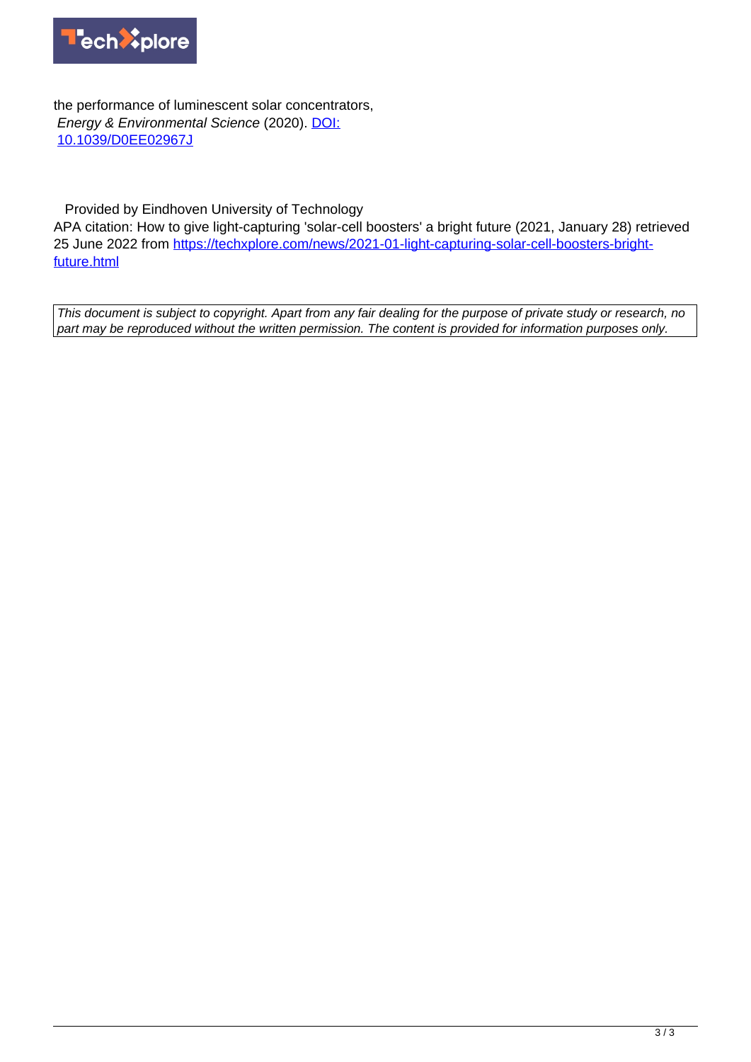the performance of luminescent solar concentrators, *Energy & Environmental Science* (2020). [DOI: 10.1039/D0EE02967J](https://dx.doi.org/10.1039/D0EE02967J)

Provided by Eindhoven University of Technology

APA citation: How to give light-capturing 'solar-cell boosters' a bright future (2021, January 28) retrieved 25 June 2022 from [https://techxplore.com/news/2021-01-light-capturing-solar-cell-boosters-bright-future.html](https://techxplore.com/news/2021-01-light-capturing-solar-cell-boosters-bright-future.html)

*This document is subject to copyright. Apart from any fair dealing for the purpose of private study or research, no part may be reproduced without the written permission. The content is provided for information purposes only.*